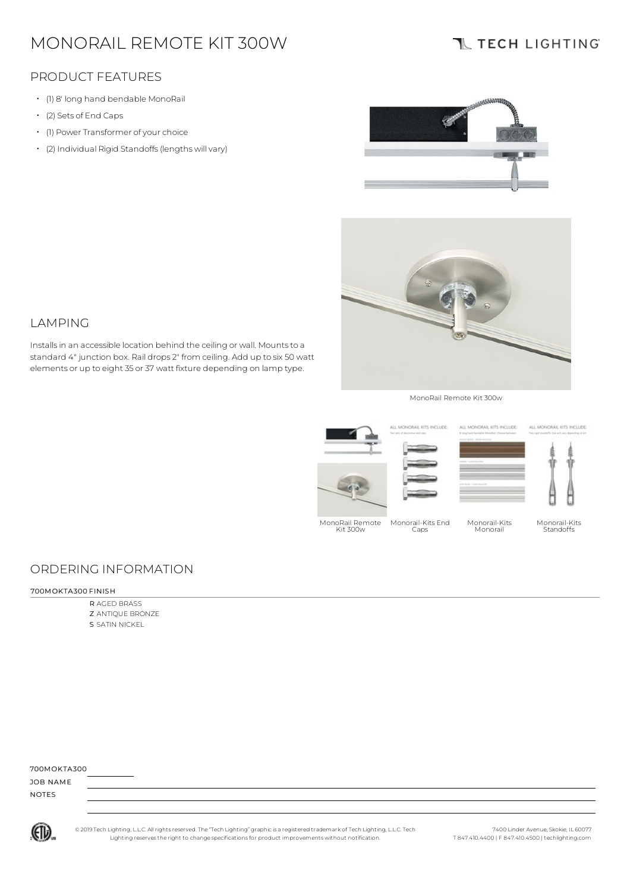# MONORAIL REMOTE KIT 300W

TECH LIGHTING

## PRODUCT FEATURES

- (1) 8' long hand bendable MonoRail
- (2) Sets of End Caps
- (1) Power Transformer of your choice
- (2) Individual Rigid Standoffs (lengths will vary)

## LAMPING

Installs in an accessible location behind the ceiling or wall. Mounts to a standard 4" junction box. Rail drops 2" from ceiling. Add up to six 50 watt elements or up to eight 35 or 37 watt fixture depending on lamp type.

MonoRail Remote Kit 300w

MonoRail Remote Kit 300w

Monorail-Kits End Caps

Monorail-Kits Monorail

Monorail-Kits Standoffs

## ORDERING INFORMATION

700MOKTA300 FINISH

- R AGED BRASS
- Z ANTIQUE BRONZE
- S SATIN NICKEL

700MOKTA300 ________

JOB NAME

NOTES

© 2019 Tech Lighting, L.L.C. All rights reserved. The "Tech Lighting" graphic is a registered trademark of Tech Lighting, L.L.C. Tech Lighting reserves the right to change specifications for product improvements without notification.

7400 Linder Avenue, Skokie, IL 60077
T 847.410.4400 | F 847.410.4500 | techlighting.com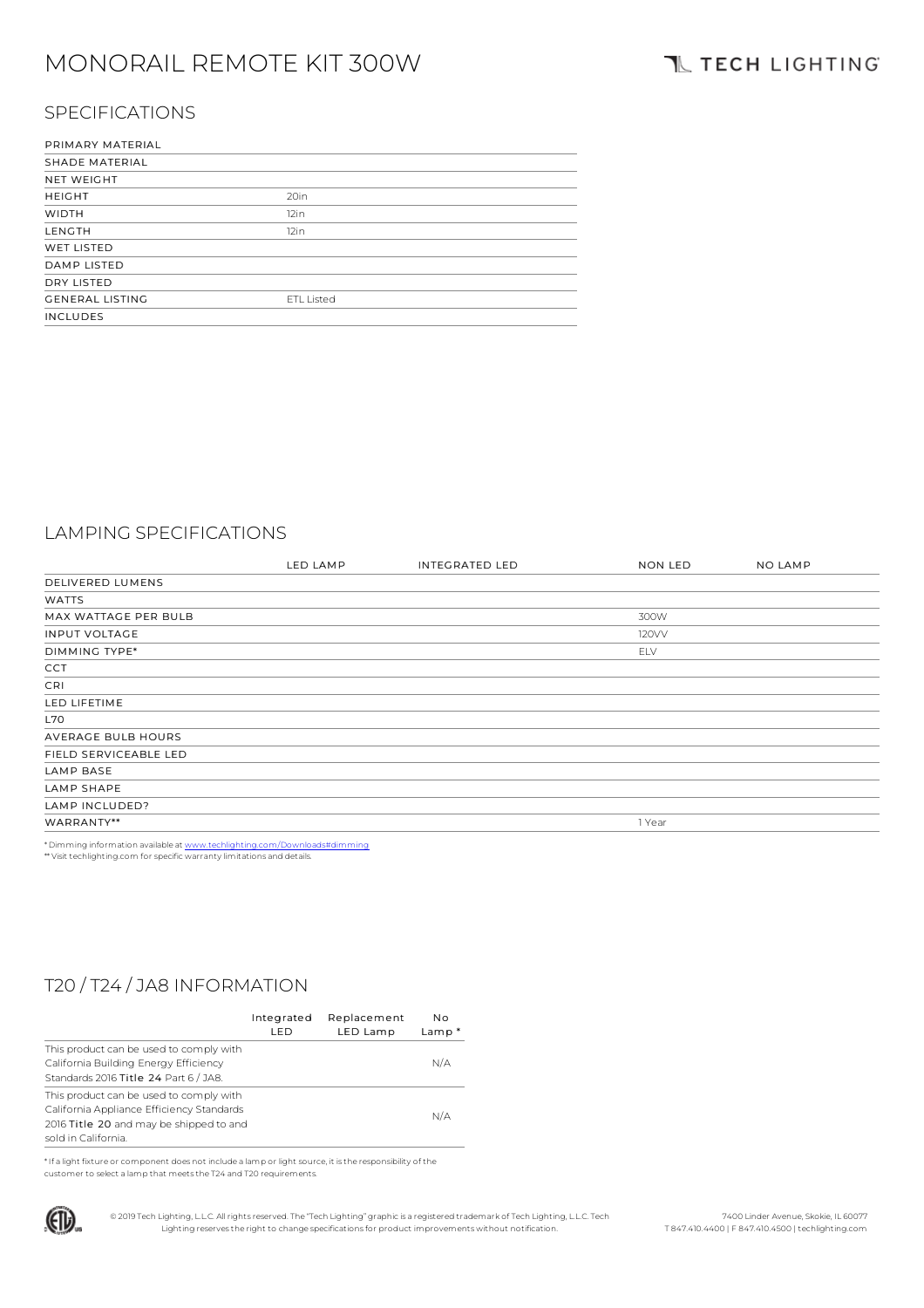# MONORAIL REMOTE KIT 300W

## SPECIFICATIONS

| | |
|---|---|
| PRIMARY MATERIAL | |
| SHADE MATERIAL | |
| NET WEIGHT | |
| HEIGHT | 20in |
| WIDTH | 12in |
| LENGTH | 12in |
| WET LISTED | |
| DAMP LISTED | |
| DRY LISTED | |
| GENERAL LISTING | ETL Listed |
| INCLUDES | |

## LAMPING SPECIFICATIONS

| | LED LAMP | INTEGRATED LED | NON LED | NO LAMP |
|---|---|---|---|---|
| DELIVERED LUMENS | | | | |
| WATTS | | | | |
| MAX WATTAGE PER BULB | | | 300W | |
| INPUT VOLTAGE | | | 120VV | |
| DIMMING TYPE* | | | ELV | |
| CCT | | | | |
| CRI | | | | |
| LED LIFETIME | | | | |
| L70 | | | | |
| AVERAGE BULB HOURS | | | | |
| FIELD SERVICEABLE LED | | | | |
| LAMP BASE | | | | |
| LAMP SHAPE | | | | |
| LAMP INCLUDED? | | | | |
| WARRANTY** | | | 1 Year | |

* Dimming information available at www.techlighting.com/Downloads#dimming
** Visit techlighting.com for specific warranty limitations and details.

## T20 / T24 / JA8 INFORMATION

| | Integrated LED | Replacement LED Lamp | No Lamp * |
|---|---|---|---|
| This product can be used to comply with California Building Energy Efficiency Standards 2016 Title 24 Part 6 / JA8. | | | N/A |
| This product can be used to comply with California Appliance Efficiency Standards 2016 Title 20 and may be shipped to and sold in California. | | | N/A |

* If a light fixture or component does not include a lamp or light source, it is the responsibility of the customer to select a lamp that meets the T24 and T20 requirements.

© 2019 Tech Lighting, L.L.C. All rights reserved. The "Tech Lighting" graphic is a registered trademark of Tech Lighting, L.L.C. Tech Lighting reserves the right to change specifications for product improvements without notification.

7400 Linder Avenue, Skokie, IL 60077
T 847.410.4400 | F 847.410.4500 | techlighting.com